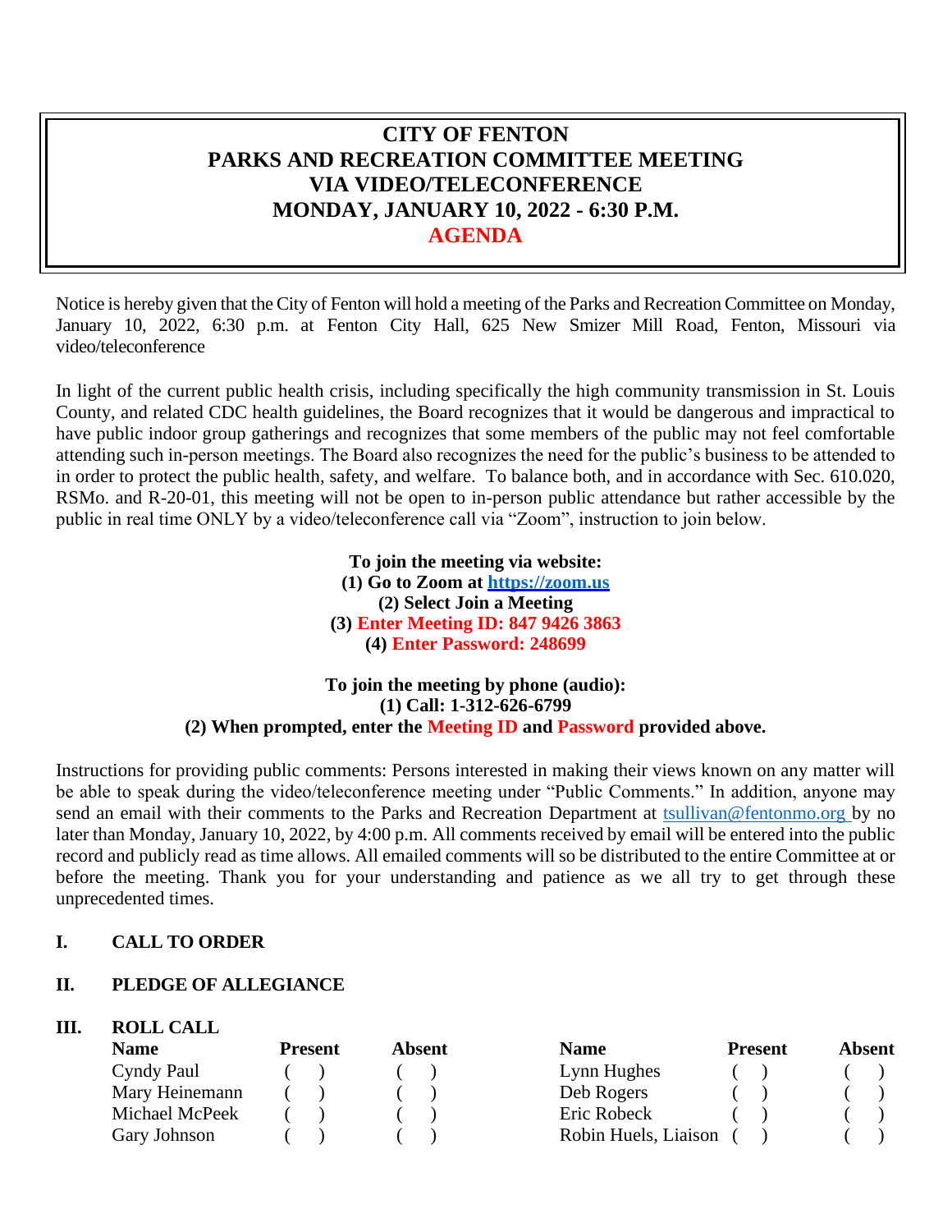# CITY OF FENTON
# PARKS AND RECREATION COMMITTEE MEETING
# VIA VIDEO/TELECONFERENCE
# MONDAY, JANUARY 10, 2022 - 6:30 P.M.
# AGENDA

Notice is hereby given that the City of Fenton will hold a meeting of the Parks and Recreation Committee on Monday, January 10, 2022, 6:30 p.m. at Fenton City Hall, 625 New Smizer Mill Road, Fenton, Missouri via video/teleconference

In light of the current public health crisis, including specifically the high community transmission in St. Louis County, and related CDC health guidelines, the Board recognizes that it would be dangerous and impractical to have public indoor group gatherings and recognizes that some members of the public may not feel comfortable attending such in-person meetings. The Board also recognizes the need for the public's business to be attended to in order to protect the public health, safety, and welfare. To balance both, and in accordance with Sec. 610.020, RSMo. and R-20-01, this meeting will not be open to in-person public attendance but rather accessible by the public in real time ONLY by a video/teleconference call via "Zoom", instruction to join below.

**To join the meeting via website:**
**(1) Go to Zoom at [https://zoom.us](https://zoom.us)**
**(2) Select Join a Meeting**
**(3) Enter Meeting ID: 847 9426 3863**
**(4) Enter Password: 248699**

**To join the meeting by phone (audio):**
**(1) Call: 1-312-626-6799**
**(2) When prompted, enter the Meeting ID and Password provided above.**

Instructions for providing public comments: Persons interested in making their views known on any matter will be able to speak during the video/teleconference meeting under "Public Comments." In addition, anyone may send an email with their comments to the Parks and Recreation Department at tsullivan@fentonmo.org by no later than Monday, January 10, 2022, by 4:00 p.m. All comments received by email will be entered into the public record and publicly read as time allows. All emailed comments will so be distributed to the entire Committee at or before the meeting. Thank you for your understanding and patience as we all try to get through these unprecedented times.

## I. CALL TO ORDER

## II. PLEDGE OF ALLEGIANCE

## III. ROLL CALL

| Name | Present | Absent | Name | Present | Absent |
|---|---|---|---|---|---|
| Cyndy Paul | ( ) | ( ) | Lynn Hughes | ( ) | ( ) |
| Mary Heinemann | ( ) | ( ) | Deb Rogers | ( ) | ( ) |
| Michael McPeek | ( ) | ( ) | Eric Robeck | ( ) | ( ) |
| Gary Johnson | ( ) | ( ) | Robin Huels, Liaison | ( ) | ( ) |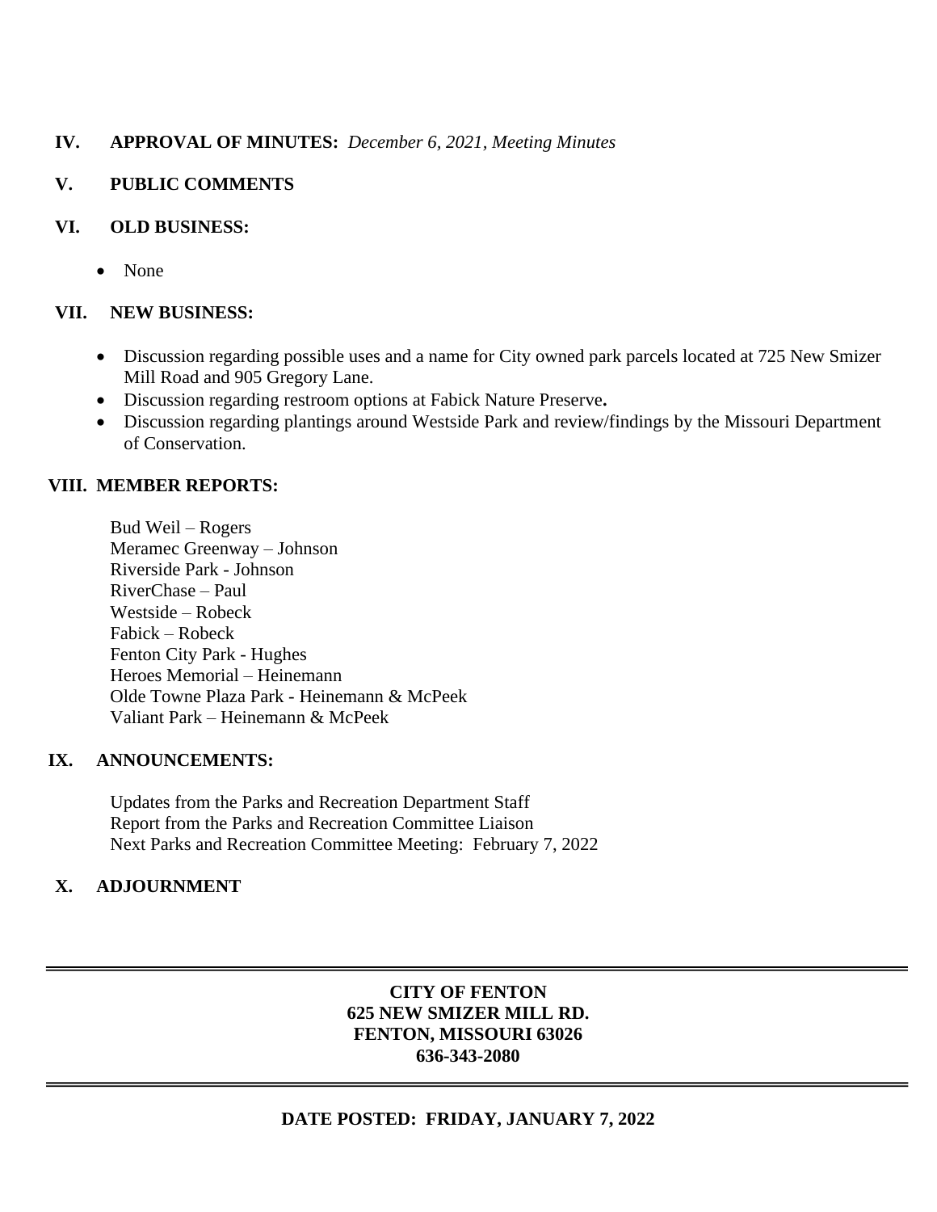## IV. APPROVAL OF MINUTES: *December 6, 2021, Meeting Minutes*

## V. PUBLIC COMMENTS

## VI. OLD BUSINESS:

- None

## VII. NEW BUSINESS:

- Discussion regarding possible uses and a name for City owned park parcels located at 725 New Smizer Mill Road and 905 Gregory Lane.
- Discussion regarding restroom options at Fabick Nature Preserve**.**
- Discussion regarding plantings around Westside Park and review/findings by the Missouri Department of Conservation.

## VIII. MEMBER REPORTS:

Bud Weil – Rogers
Meramec Greenway – Johnson
Riverside Park - Johnson
RiverChase – Paul
Westside – Robeck
Fabick – Robeck
Fenton City Park - Hughes
Heroes Memorial – Heinemann
Olde Towne Plaza Park - Heinemann & McPeek
Valiant Park – Heinemann & McPeek

## IX. ANNOUNCEMENTS:

Updates from the Parks and Recreation Department Staff
Report from the Parks and Recreation Committee Liaison
Next Parks and Recreation Committee Meeting: February 7, 2022

## X. ADJOURNMENT

---

**CITY OF FENTON**
**625 NEW SMIZER MILL RD.**
**FENTON, MISSOURI 63026**
**636-343-2080**

---

**DATE POSTED: FRIDAY, JANUARY 7, 2022**